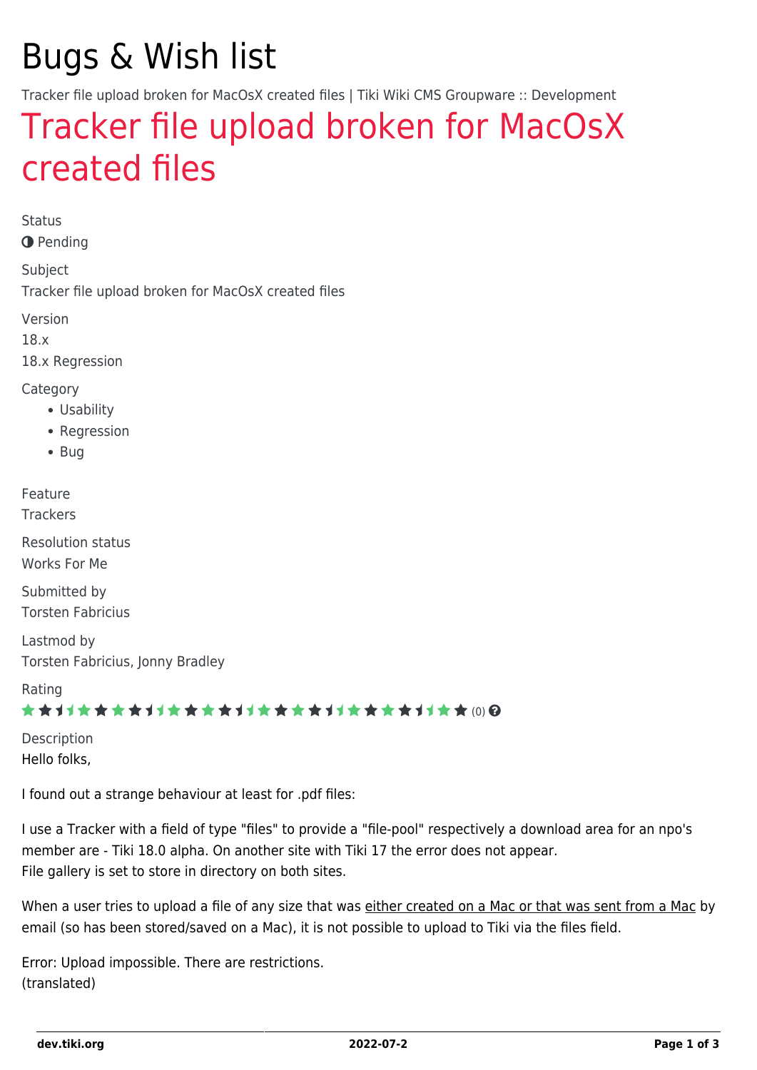# Bugs & Wish list

Tracker file upload broken for MacOsX created files | Tiki Wiki CMS Groupware :: Development

## Tracker file upload broken for MacOsX created files

Status

Pending

Subject

Tracker file upload broken for MacOsX created files

Version

18.x

18.x Regression

Category

- Usability
- Regression
- Bug

Feature

Trackers

Resolution status

Works For Me

Submitted by

Torsten Fabricius

Lastmod by

Torsten Fabricius, Jonny Bradley

Rating

(0)

Description

Hello folks,

I found out a strange behaviour at least for .pdf files:

I use a Tracker with a field of type "files" to provide a "file-pool" respectively a download area for an npo's member are - Tiki 18.0 alpha. On another site with Tiki 17 the error does not appear.
File gallery is set to store in directory on both sites.

When a user tries to upload a file of any size that was either created on a Mac or that was sent from a Mac by email (so has been stored/saved on a Mac), it is not possible to upload to Tiki via the files field.

Error: Upload impossible. There are restrictions.
(translated)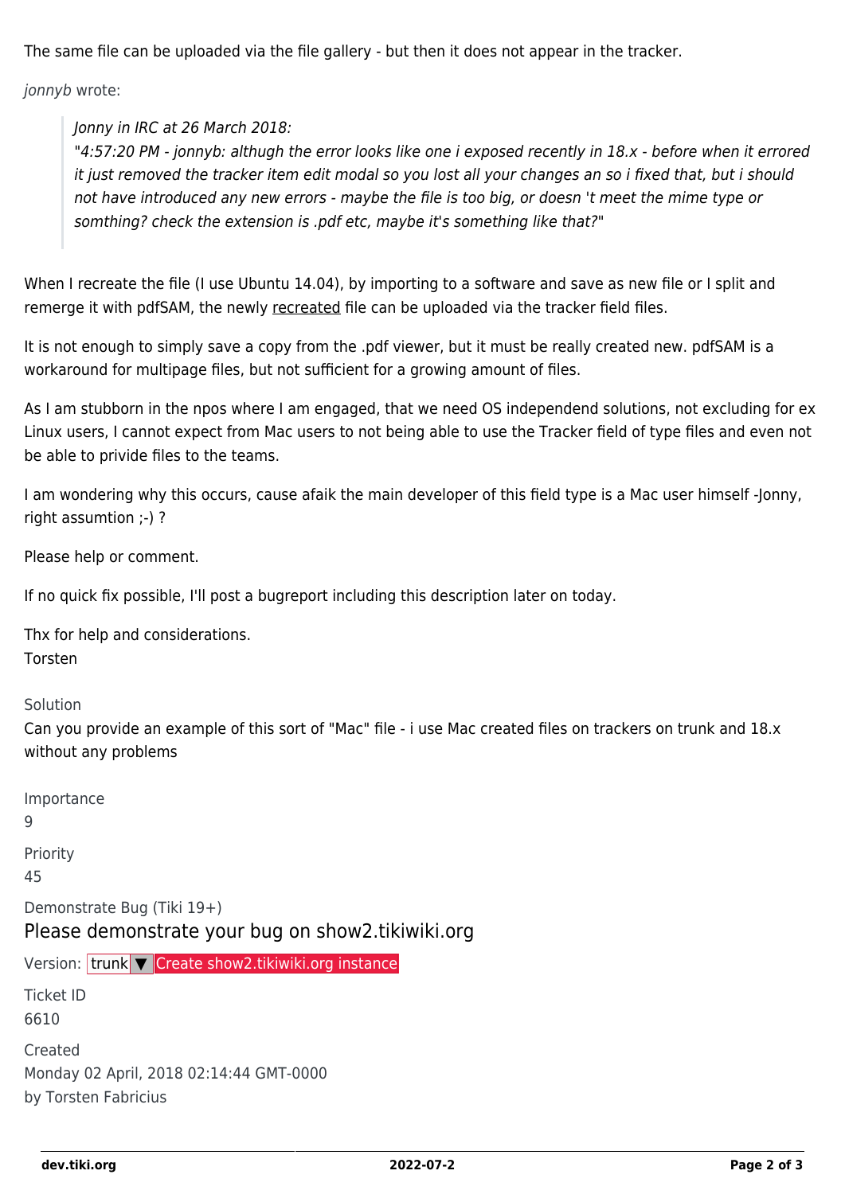The same file can be uploaded via the file gallery - but then it does not appear in the tracker.

*jonnyb* wrote:

> *Jonny in IRC at 26 March 2018:*
> *"4:57:20 PM - jonnyb: althugh the error looks like one i exposed recently in 18.x - before when it errored it just removed the tracker item edit modal so you lost all your changes an so i fixed that, but i should not have introduced any new errors - maybe the file is too big, or doesn 't meet the mime type or somthing? check the extension is .pdf etc, maybe it's something like that?"*

When I recreate the file (I use Ubuntu 14.04), by importing to a software and save as new file or I split and remerge it with pdfSAM, the newly recreated file can be uploaded via the tracker field files.

It is not enough to simply save a copy from the .pdf viewer, but it must be really created new. pdfSAM is a workaround for multipage files, but not sufficient for a growing amount of files.

As I am stubborn in the npos where I am engaged, that we need OS independend solutions, not excluding for ex Linux users, I cannot expect from Mac users to not being able to use the Tracker field of type files and even not be able to privide files to the teams.

I am wondering why this occurs, cause afaik the main developer of this field type is a Mac user himself -Jonny, right assumtion ;-) ?

Please help or comment.

If no quick fix possible, I'll post a bugreport including this description later on today.

Thx for help and considerations.
Torsten

Solution

Can you provide an example of this sort of "Mac" file - i use Mac created files on trackers on trunk and 18.x without any problems

Importance

9

Priority

45

Demonstrate Bug (Tiki 19+)

## Please demonstrate your bug on show2.tikiwiki.org

Version: trunk ▼ Create show2.tikiwiki.org instance

Ticket ID

6610

Created

Monday 02 April, 2018 02:14:44 GMT-0000
by Torsten Fabricius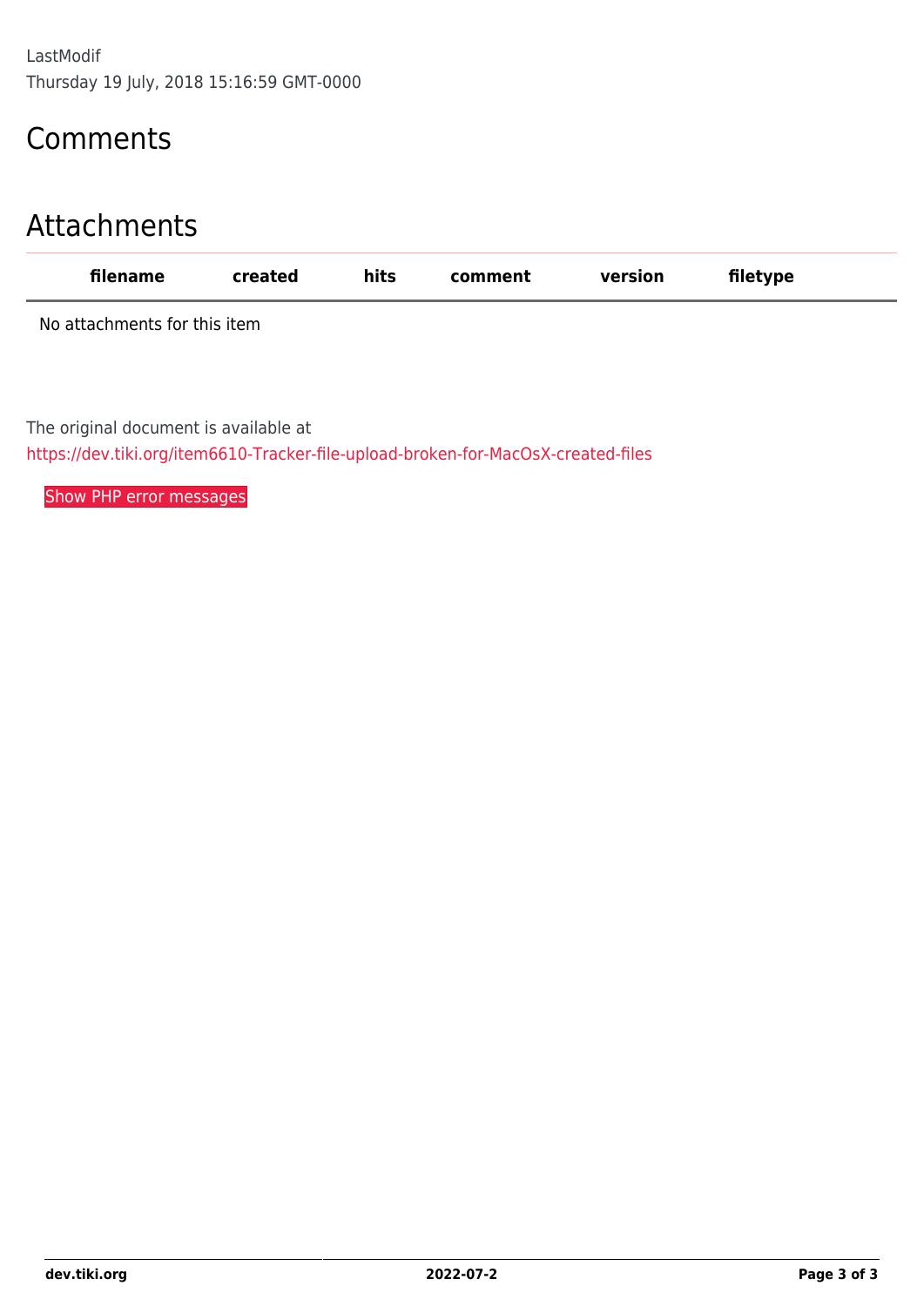LastModif
Thursday 19 July, 2018 15:16:59 GMT-0000

## Comments

## Attachments

| filename | created | hits | comment | version | filetype |
| --- | --- | --- | --- | --- | --- |

No attachments for this item

The original document is available at
https://dev.tiki.org/item6610-Tracker-file-upload-broken-for-MacOsX-created-files

Show PHP error messages